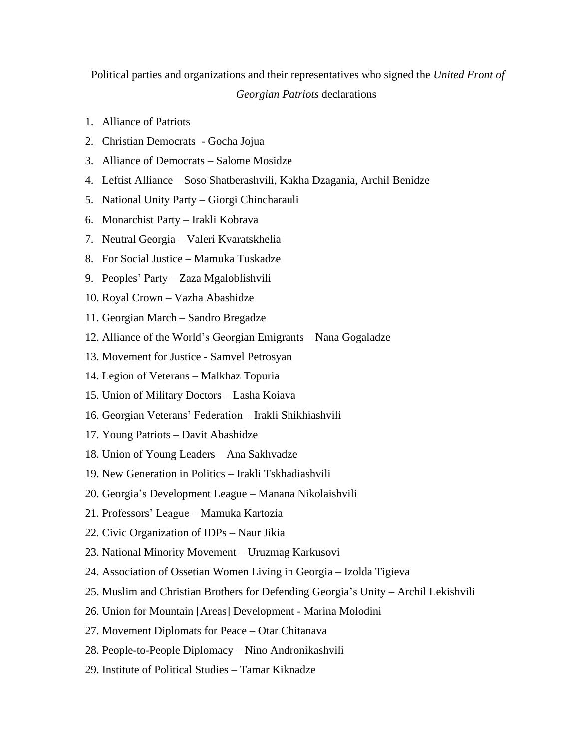Political parties and organizations and their representatives who signed the *United Front of Georgian Patriots* declarations

1. Alliance of Patriots
2. Christian Democrats - Gocha Jojua
3. Alliance of Democrats – Salome Mosidze
4. Leftist Alliance – Soso Shatberashvili, Kakha Dzagania, Archil Benidze
5. National Unity Party – Giorgi Chincharauli
6. Monarchist Party – Irakli Kobrava
7. Neutral Georgia – Valeri Kvaratskhelia
8. For Social Justice – Mamuka Tuskadze
9. Peoples' Party – Zaza Mgaloblishvili
10. Royal Crown – Vazha Abashidze
11. Georgian March – Sandro Bregadze
12. Alliance of the World's Georgian Emigrants – Nana Gogaladze
13. Movement for Justice - Samvel Petrosyan
14. Legion of Veterans – Malkhaz Topuria
15. Union of Military Doctors – Lasha Koiava
16. Georgian Veterans' Federation – Irakli Shikhiashvili
17. Young Patriots – Davit Abashidze
18. Union of Young Leaders – Ana Sakhvadze
19. New Generation in Politics – Irakli Tskhadiashvili
20. Georgia's Development League – Manana Nikolaishvili
21. Professors' League – Mamuka Kartozia
22. Civic Organization of IDPs – Naur Jikia
23. National Minority Movement – Uruzmag Karkusovi
24. Association of Ossetian Women Living in Georgia – Izolda Tigieva
25. Muslim and Christian Brothers for Defending Georgia's Unity – Archil Lekishvili
26. Union for Mountain [Areas] Development - Marina Molodini
27. Movement Diplomats for Peace – Otar Chitanava
28. People-to-People Diplomacy – Nino Andronikashvili
29. Institute of Political Studies – Tamar Kiknadze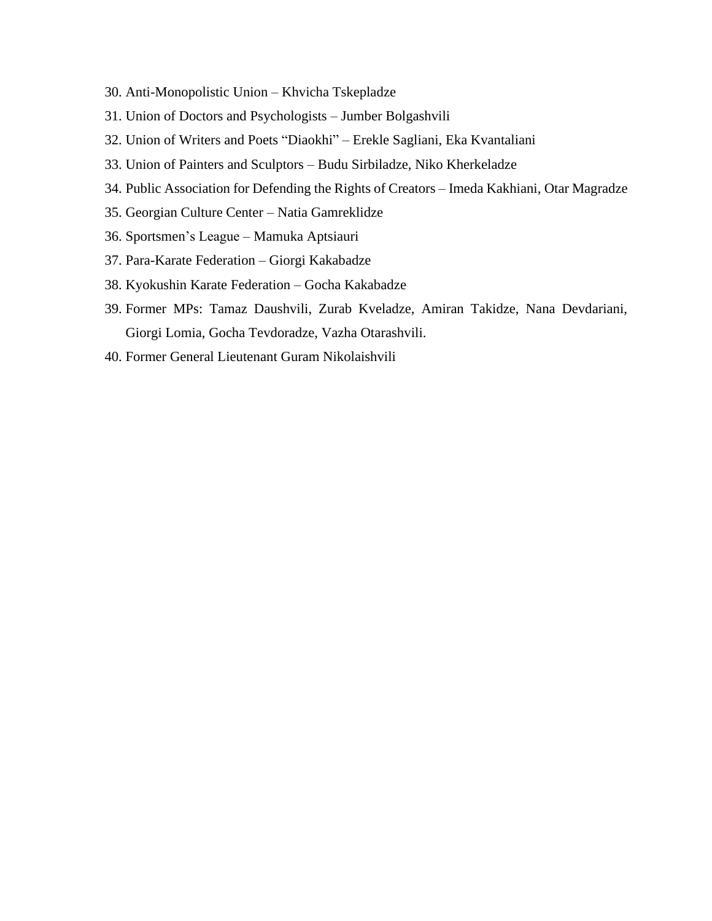30. Anti-Monopolistic Union – Khvicha Tskepladze
31. Union of Doctors and Psychologists – Jumber Bolgashvili
32. Union of Writers and Poets "Diaokhi" – Erekle Sagliani, Eka Kvantaliani
33. Union of Painters and Sculptors – Budu Sirbiladze, Niko Kherkeladze
34. Public Association for Defending the Rights of Creators – Imeda Kakhiani, Otar Magradze
35. Georgian Culture Center – Natia Gamreklidze
36. Sportsmen's League – Mamuka Aptsiauri
37. Para-Karate Federation – Giorgi Kakabadze
38. Kyokushin Karate Federation – Gocha Kakabadze
39. Former MPs: Tamaz Daushvili, Zurab Kveladze, Amiran Takidze, Nana Devdariani, Giorgi Lomia, Gocha Tevdoradze, Vazha Otarashvili.
40. Former General Lieutenant Guram Nikolaishvili